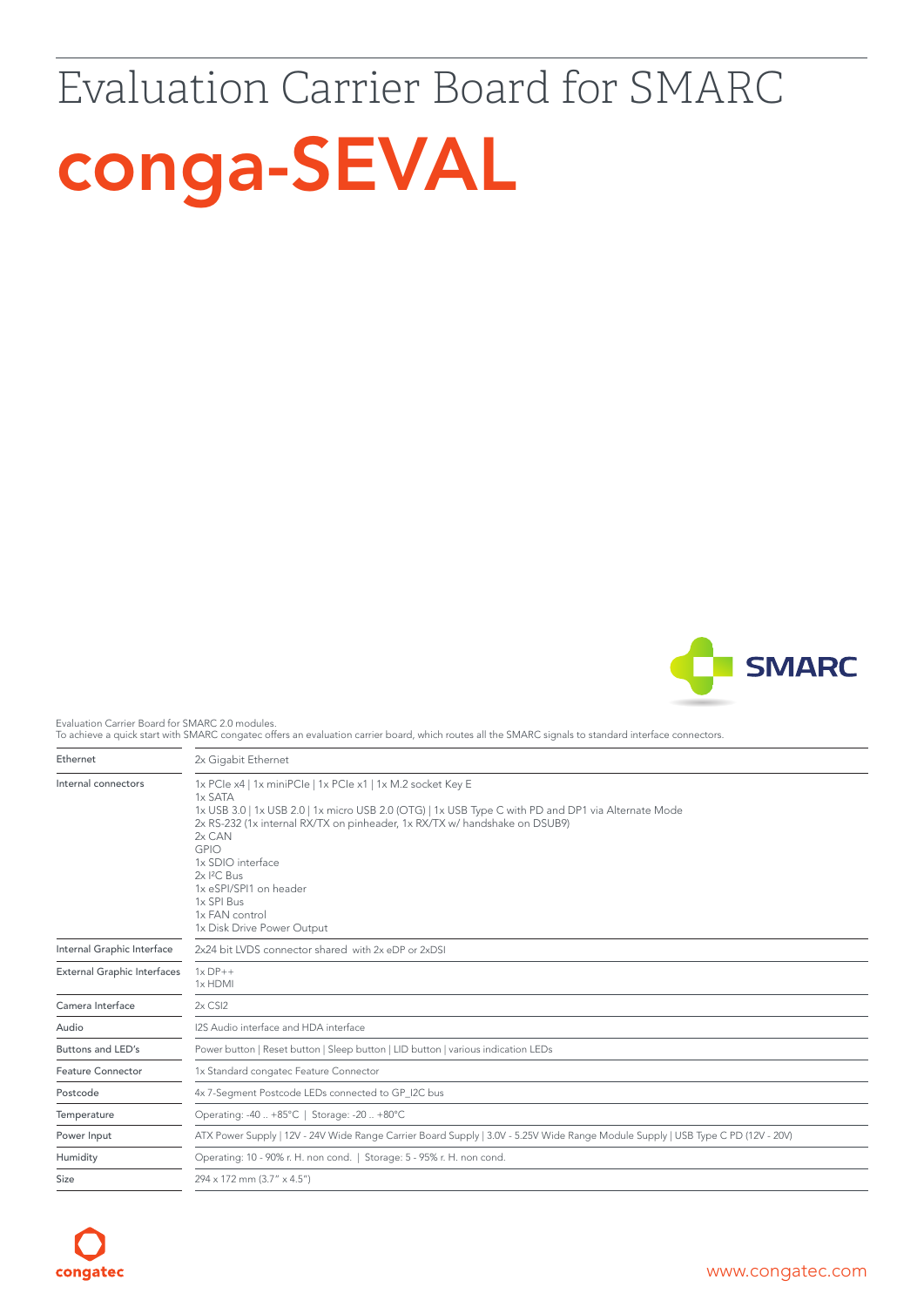# Evaluation Carrier Board for SMARC

# conga-SEVAL

SMARC

Evaluation Carrier Board for SMARC 2.0 modules.
To achieve a quick start with SMARC congatec offers an evaluation carrier board, which routes all the SMARC signals to standard interface connectors.

| | |
|---|---|
| Ethernet | 2x Gigabit Ethernet |
| Internal connectors | 1x PCIe x4 \| 1x miniPCIe \| 1x PCIe x1 \| 1x M.2 socket Key E<br>1x SATA<br>1x USB 3.0 \| 1x USB 2.0 \| 1x micro USB 2.0 (OTG) \| 1x USB Type C with PD and DP1 via Alternate Mode<br>2x RS-232 (1x internal RX/TX on pinheader, 1x RX/TX w/ handshake on DSUB9)<br>2x CAN<br>GPIO<br>1x SDIO interface<br>2x I²C Bus<br>1x eSPI/SPI1 on header<br>1x SPI Bus<br>1x FAN control<br>1x Disk Drive Power Output |
| Internal Graphic Interface | 2x24 bit LVDS connector shared with 2x eDP or 2xDSI |
| External Graphic Interfaces | 1x DP++<br>1x HDMI |
| Camera Interface | 2x CSI2 |
| Audio | I2S Audio interface and HDA interface |
| Buttons and LED's | Power button \| Reset button \| Sleep button \| LID button \| various indication LEDs |
| Feature Connector | 1x Standard congatec Feature Connector |
| Postcode | 4x 7-Segment Postcode LEDs connected to GP_I2C bus |
| Temperature | Operating: -40 .. +85°C \| Storage: -20 .. +80°C |
| Power Input | ATX Power Supply \| 12V - 24V Wide Range Carrier Board Supply \| 3.0V - 5.25V Wide Range Module Supply \| USB Type C PD (12V - 20V) |
| Humidity | Operating: 10 - 90% r. H. non cond. \| Storage: 5 - 95% r. H. non cond. |
| Size | 294 x 172 mm (3.7" x 4.5") |

congatec

www.congatec.com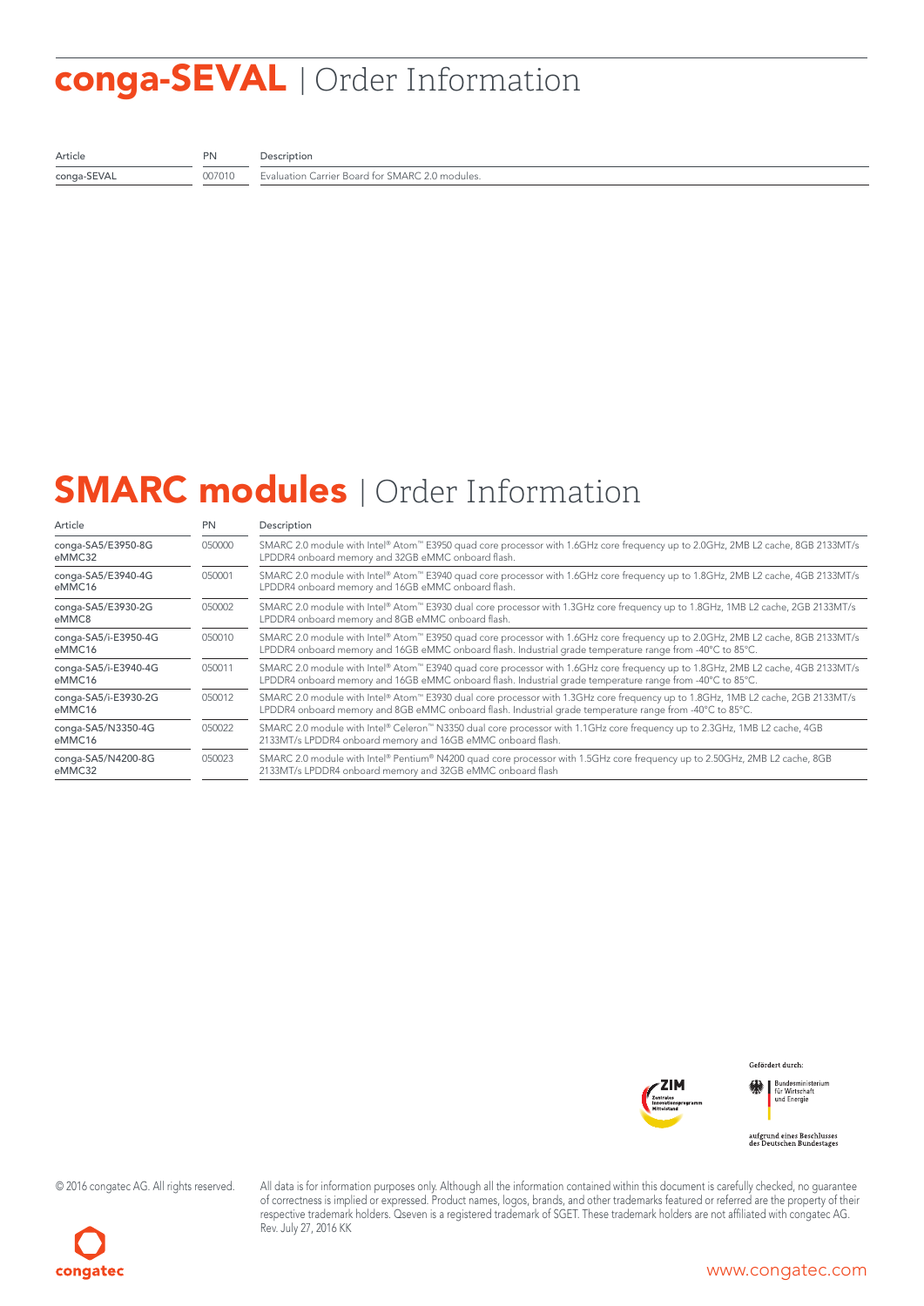# conga-SEVAL | Order Information

| Article | PN | Description |
|---|---|---|
| conga-SEVAL | 007010 | Evaluation Carrier Board for SMARC 2.0 modules. |

# SMARC modules | Order Information

| Article | PN | Description |
|---|---|---|
| conga-SA5/E3950-8G eMMC32 | 050000 | SMARC 2.0 module with Intel® Atom™ E3950 quad core processor with 1.6GHz core frequency up to 2.0GHz, 2MB L2 cache, 8GB 2133MT/s LPDDR4 onboard memory and 32GB eMMC onboard flash. |
| conga-SA5/E3940-4G eMMC16 | 050001 | SMARC 2.0 module with Intel® Atom™ E3940 quad core processor with 1.6GHz core frequency up to 1.8GHz, 2MB L2 cache, 4GB 2133MT/s LPDDR4 onboard memory and 16GB eMMC onboard flash. |
| conga-SA5/E3930-2G eMMC8 | 050002 | SMARC 2.0 module with Intel® Atom™ E3930 dual core processor with 1.3GHz core frequency up to 1.8GHz, 1MB L2 cache, 2GB 2133MT/s LPDDR4 onboard memory and 8GB eMMC onboard flash. |
| conga-SA5/i-E3950-4G eMMC16 | 050010 | SMARC 2.0 module with Intel® Atom™ E3950 quad core processor with 1.6GHz core frequency up to 2.0GHz, 2MB L2 cache, 8GB 2133MT/s LPDDR4 onboard memory and 16GB eMMC onboard flash. Industrial grade temperature range from -40°C to 85°C. |
| conga-SA5/i-E3940-4G eMMC16 | 050011 | SMARC 2.0 module with Intel® Atom™ E3940 quad core processor with 1.6GHz core frequency up to 1.8GHz, 2MB L2 cache, 4GB 2133MT/s LPDDR4 onboard memory and 16GB eMMC onboard flash. Industrial grade temperature range from -40°C to 85°C. |
| conga-SA5/i-E3930-2G eMMC16 | 050012 | SMARC 2.0 module with Intel® Atom™ E3930 dual core processor with 1.3GHz core frequency up to 1.8GHz, 1MB L2 cache, 2GB 2133MT/s LPDDR4 onboard memory and 8GB eMMC onboard flash. Industrial grade temperature range from -40°C to 85°C. |
| conga-SA5/N3350-4G eMMC16 | 050022 | SMARC 2.0 module with Intel® Celeron™ N3350 dual core processor with 1.1GHz core frequency up to 2.3GHz, 1MB L2 cache, 4GB 2133MT/s LPDDR4 onboard memory and 16GB eMMC onboard flash. |
| conga-SA5/N4200-8G eMMC32 | 050023 | SMARC 2.0 module with Intel® Pentium® N4200 quad core processor with 1.5GHz core frequency up to 2.50GHz, 2MB L2 cache, 8GB 2133MT/s LPDDR4 onboard memory and 32GB eMMC onboard flash |

ZIM Zentrales Innovationsprogramm Mittelstand

Gefördert durch:

Bundesministerium für Wirtschaft und Energie

aufgrund eines Beschlusses des Deutschen Bundestages

© 2016 congatec AG. All rights reserved.

All data is for information purposes only. Although all the information contained within this document is carefully checked, no guarantee of correctness is implied or expressed. Product names, logos, brands, and other trademarks featured or referred are the property of their respective trademark holders. Qseven is a registered trademark of SGET. These trademark holders are not affiliated with congatec AG. Rev. July 27, 2016 KK

congatec

www.congatec.com